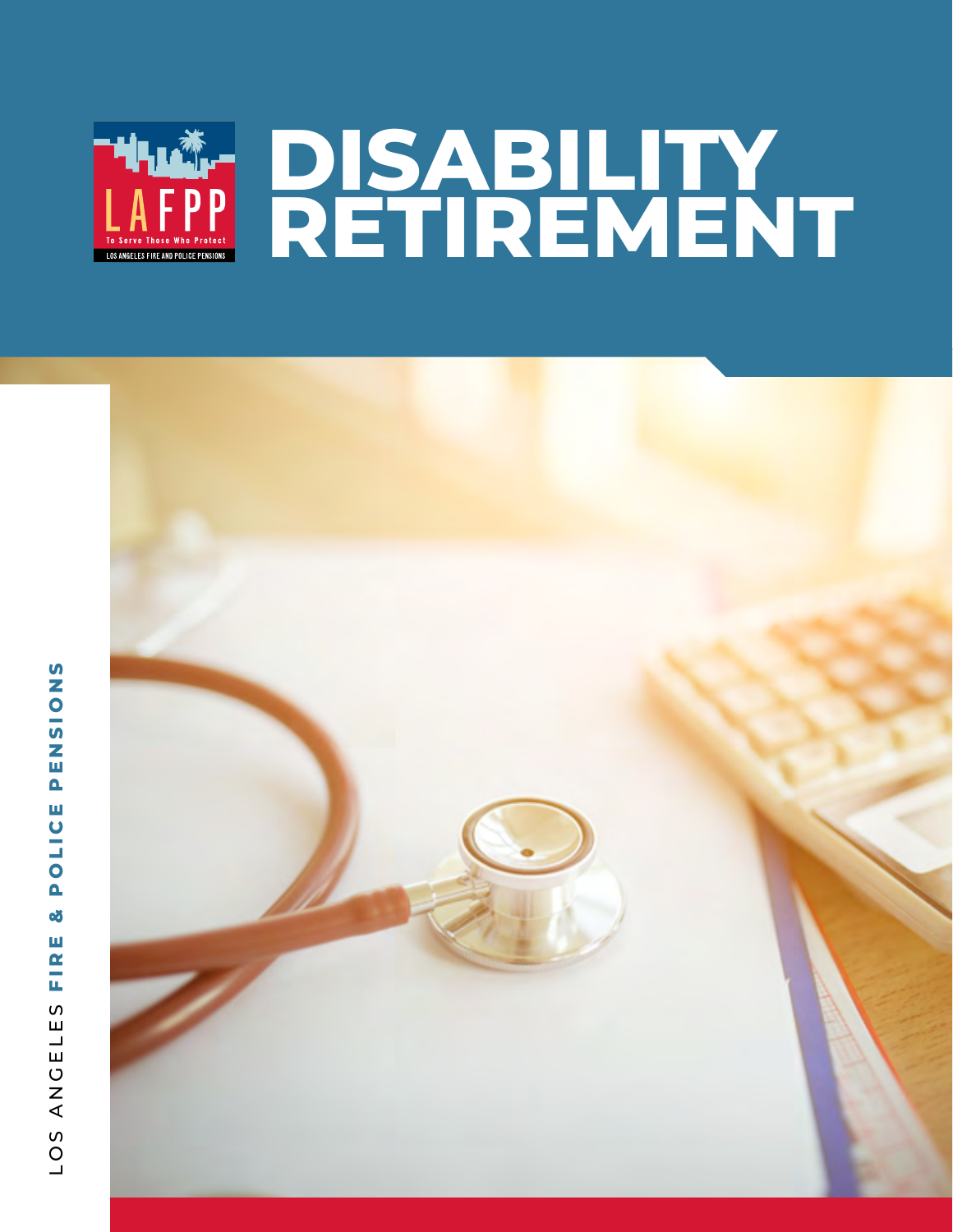LAFPP

To Serve Those Who Protect

LOS ANGELES FIRE AND POLICE PENSIONS

# DISABILITY RETIREMENT

LOS ANGELES **FIRE & POLICE PENSIONS**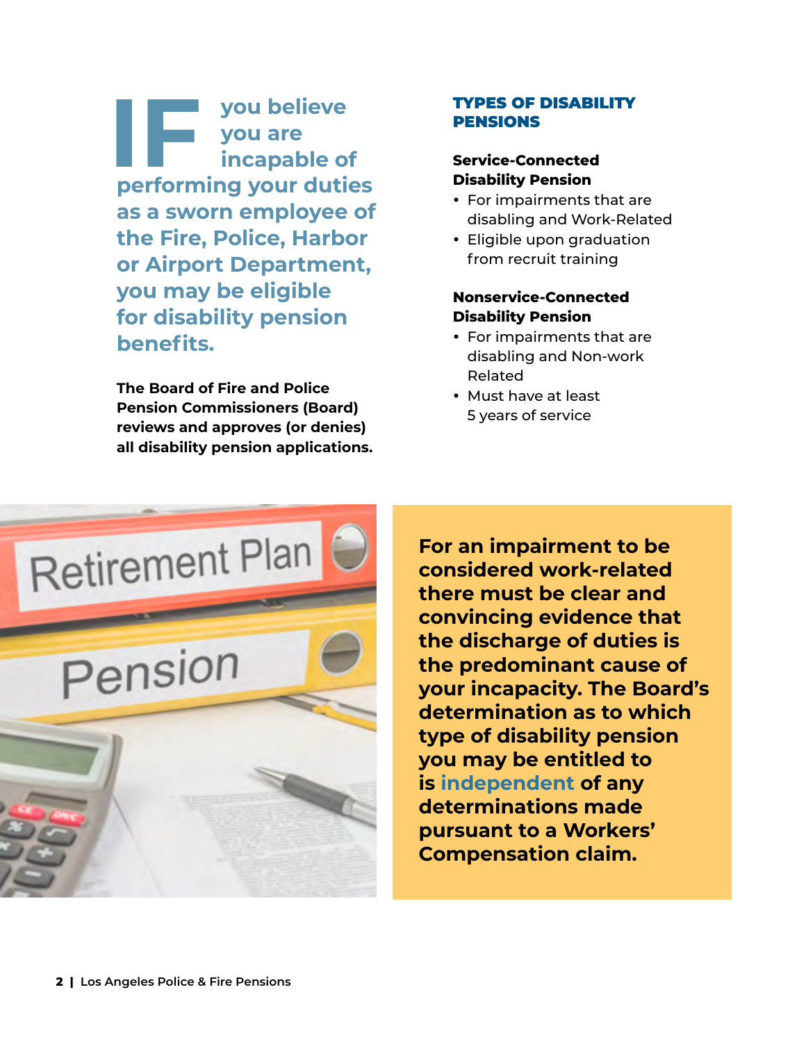**IF you believe you are incapable of performing your duties as a sworn employee of the Fire, Police, Harbor or Airport Department, you may be eligible for disability pension benefits.**

**The Board of Fire and Police Pension Commissioners (Board) reviews and approves (or denies) all disability pension applications.**

## TYPES OF DISABILITY PENSIONS

### Service-Connected Disability Pension

- For impairments that are disabling and Work-Related
- Eligible upon graduation from recruit training

### Nonservice-Connected Disability Pension

- For impairments that are disabling and Non-work Related
- Must have at least 5 years of service

**For an impairment to be considered work-related there must be clear and convincing evidence that the discharge of duties is the predominant cause of your incapacity. The Board's determination as to which type of disability pension you may be entitled to is independent of any determinations made pursuant to a Workers' Compensation claim.**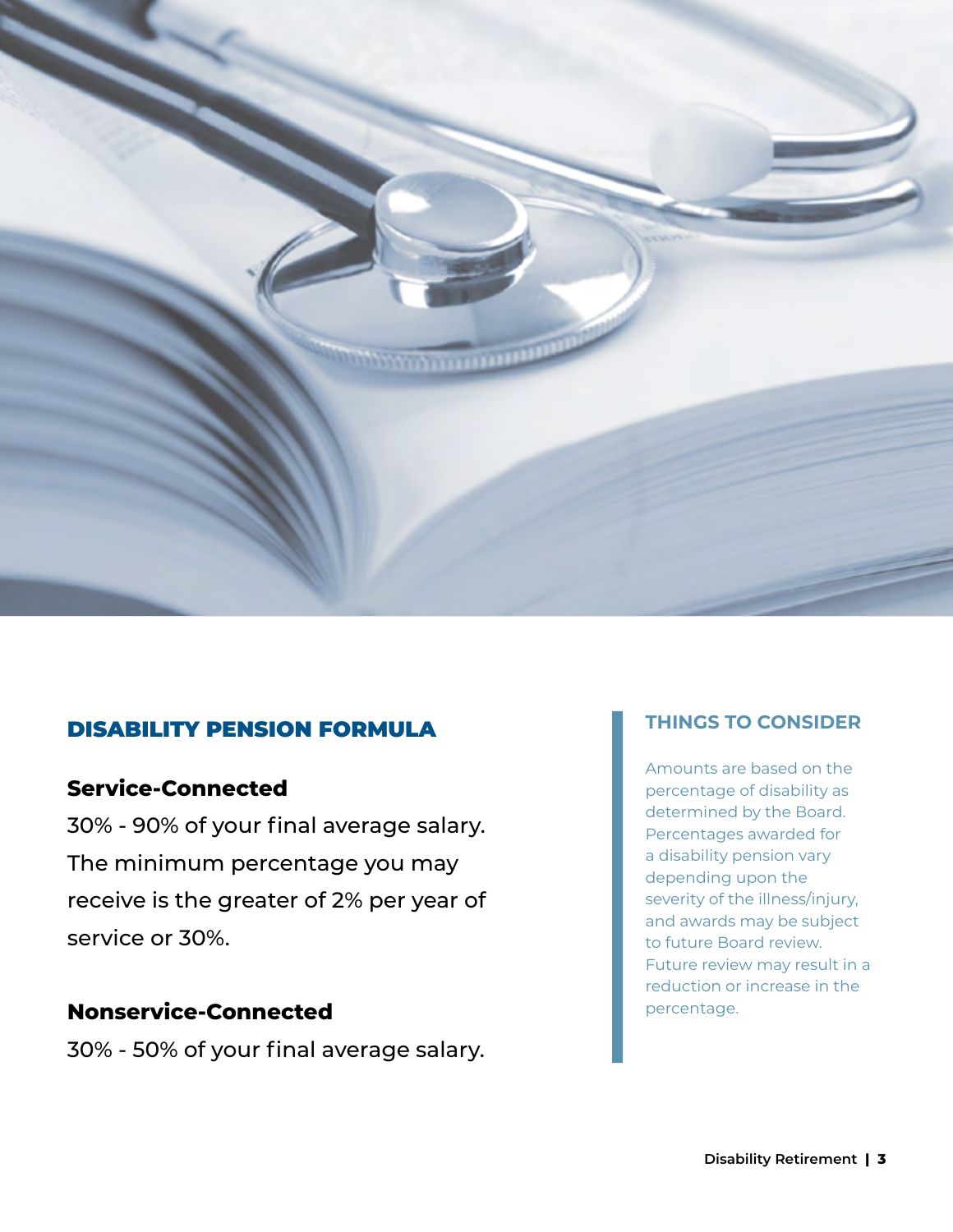## DISABILITY PENSION FORMULA

### Service-Connected

30% - 90% of your final average salary. The minimum percentage you may receive is the greater of 2% per year of service or 30%.

### Nonservice-Connected

30% - 50% of your final average salary.

### THINGS TO CONSIDER

Amounts are based on the percentage of disability as determined by the Board. Percentages awarded for a disability pension vary depending upon the severity of the illness/injury, and awards may be subject to future Board review. Future review may result in a reduction or increase in the percentage.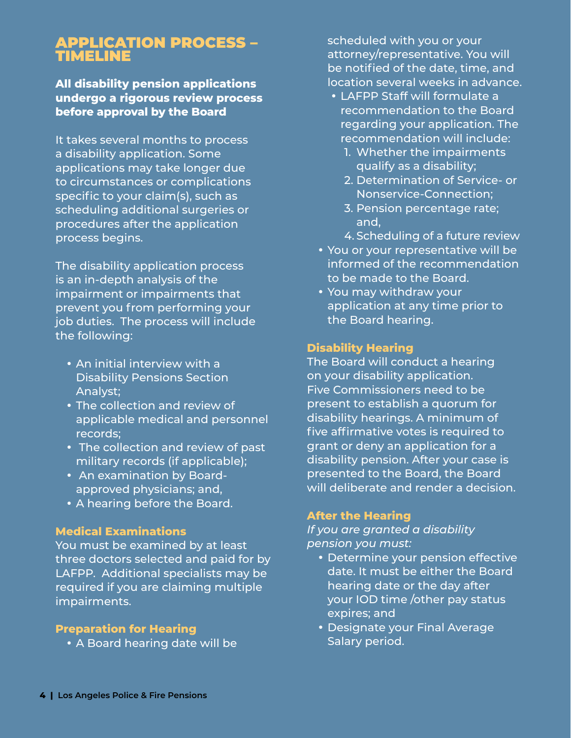## APPLICATION PROCESS – TIMELINE

**All disability pension applications undergo a rigorous review process before approval by the Board**

It takes several months to process a disability application. Some applications may take longer due to circumstances or complications specific to your claim(s), such as scheduling additional surgeries or procedures after the application process begins.

The disability application process is an in-depth analysis of the impairment or impairments that prevent you from performing your job duties. The process will include the following:

- An initial interview with a Disability Pensions Section Analyst;
- The collection and review of applicable medical and personnel records;
- The collection and review of past military records (if applicable);
- An examination by Board-approved physicians; and,
- A hearing before the Board.

### Medical Examinations

You must be examined by at least three doctors selected and paid for by LAFPP. Additional specialists may be required if you are claiming multiple impairments.

### Preparation for Hearing

- A Board hearing date will be scheduled with you or your attorney/representative. You will be notified of the date, time, and location several weeks in advance.
- LAFPP Staff will formulate a recommendation to the Board regarding your application. The recommendation will include:
  1. Whether the impairments qualify as a disability;
  2. Determination of Service- or Nonservice-Connection;
  3. Pension percentage rate; and,
  4. Scheduling of a future review
- You or your representative will be informed of the recommendation to be made to the Board.
- You may withdraw your application at any time prior to the Board hearing.

### Disability Hearing

The Board will conduct a hearing on your disability application. Five Commissioners need to be present to establish a quorum for disability hearings. A minimum of five affirmative votes is required to grant or deny an application for a disability pension. After your case is presented to the Board, the Board will deliberate and render a decision.

### After the Hearing

*If you are granted a disability pension you must:*

- Determine your pension effective date. It must be either the Board hearing date or the day after your IOD time /other pay status expires; and
- Designate your Final Average Salary period.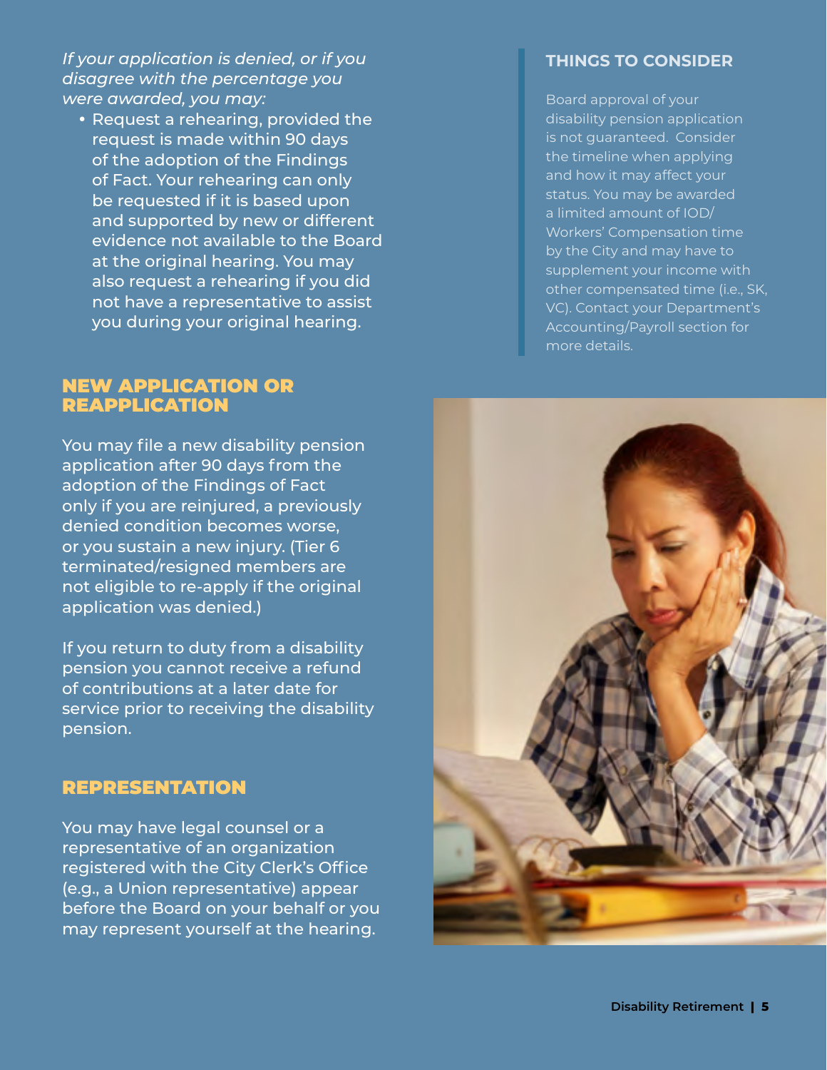*If your application is denied, or if you disagree with the percentage you were awarded, you may:*

- Request a rehearing, provided the request is made within 90 days of the adoption of the Findings of Fact. Your rehearing can only be requested if it is based upon and supported by new or different evidence not available to the Board at the original hearing. You may also request a rehearing if you did not have a representative to assist you during your original hearing.

## NEW APPLICATION OR REAPPLICATION

You may file a new disability pension application after 90 days from the adoption of the Findings of Fact only if you are reinjured, a previously denied condition becomes worse, or you sustain a new injury. (Tier 6 terminated/resigned members are not eligible to re-apply if the original application was denied.)

If you return to duty from a disability pension you cannot receive a refund of contributions at a later date for service prior to receiving the disability pension.

## REPRESENTATION

You may have legal counsel or a representative of an organization registered with the City Clerk's Office (e.g., a Union representative) appear before the Board on your behalf or you may represent yourself at the hearing.

### THINGS TO CONSIDER

Board approval of your disability pension application is not guaranteed. Consider the timeline when applying and how it may affect your status. You may be awarded a limited amount of IOD/ Workers' Compensation time by the City and may have to supplement your income with other compensated time (i.e., SK, VC). Contact your Department's Accounting/Payroll section for more details.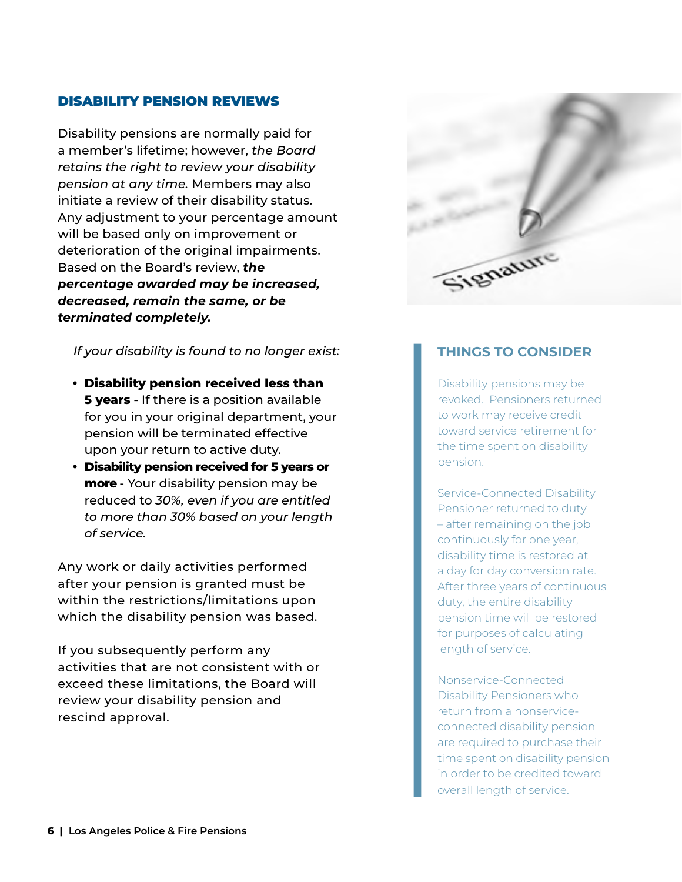## DISABILITY PENSION REVIEWS

Disability pensions are normally paid for a member's lifetime; however, *the Board retains the right to review your disability pension at any time.* Members may also initiate a review of their disability status. Any adjustment to your percentage amount will be based only on improvement or deterioration of the original impairments. Based on the Board's review, ***the percentage awarded may be increased, decreased, remain the same, or be terminated completely.***

*If your disability is found to no longer exist:*

- **Disability pension received less than 5 years** - If there is a position available for you in your original department, your pension will be terminated effective upon your return to active duty.
- **Disability pension received for 5 years or more** - Your disability pension may be reduced to *30%, even if you are entitled to more than 30% based on your length of service.*

Any work or daily activities performed after your pension is granted must be within the restrictions/limitations upon which the disability pension was based.

If you subsequently perform any activities that are not consistent with or exceed these limitations, the Board will review your disability pension and rescind approval.

### THINGS TO CONSIDER

Disability pensions may be revoked. Pensioners returned to work may receive credit toward service retirement for the time spent on disability pension.

Service-Connected Disability Pensioner returned to duty – after remaining on the job continuously for one year, disability time is restored at a day for day conversion rate. After three years of continuous duty, the entire disability pension time will be restored for purposes of calculating length of service.

Nonservice-Connected Disability Pensioners who return from a nonservice-connected disability pension are required to purchase their time spent on disability pension in order to be credited toward overall length of service.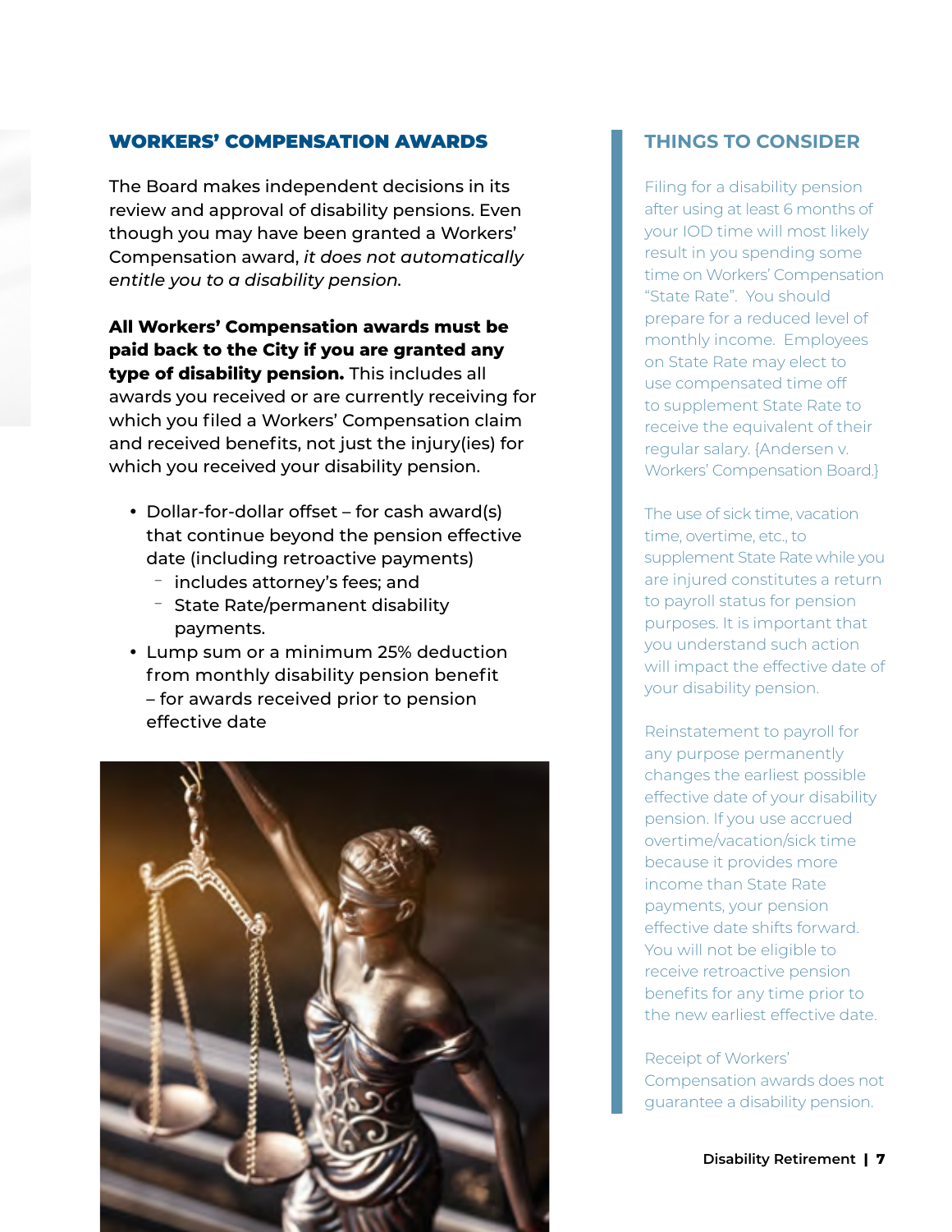## WORKERS' COMPENSATION AWARDS

The Board makes independent decisions in its review and approval of disability pensions. Even though you may have been granted a Workers' Compensation award, *it does not automatically entitle you to a disability pension.*

**All Workers' Compensation awards must be paid back to the City if you are granted any type of disability pension.** This includes all awards you received or are currently receiving for which you filed a Workers' Compensation claim and received benefits, not just the injury(ies) for which you received your disability pension.

- Dollar-for-dollar offset – for cash award(s) that continue beyond the pension effective date (including retroactive payments)
  - includes attorney's fees; and
  - State Rate/permanent disability payments.
- Lump sum or a minimum 25% deduction from monthly disability pension benefit – for awards received prior to pension effective date

## THINGS TO CONSIDER

Filing for a disability pension after using at least 6 months of your IOD time will most likely result in you spending some time on Workers' Compensation "State Rate". You should prepare for a reduced level of monthly income. Employees on State Rate may elect to use compensated time off to supplement State Rate to receive the equivalent of their regular salary. {Andersen v. Workers' Compensation Board.}

The use of sick time, vacation time, overtime, etc., to supplement State Rate while you are injured constitutes a return to payroll status for pension purposes. It is important that you understand such action will impact the effective date of your disability pension.

Reinstatement to payroll for any purpose permanently changes the earliest possible effective date of your disability pension. If you use accrued overtime/vacation/sick time because it provides more income than State Rate payments, your pension effective date shifts forward. You will not be eligible to receive retroactive pension benefits for any time prior to the new earliest effective date.

Receipt of Workers' Compensation awards does not guarantee a disability pension.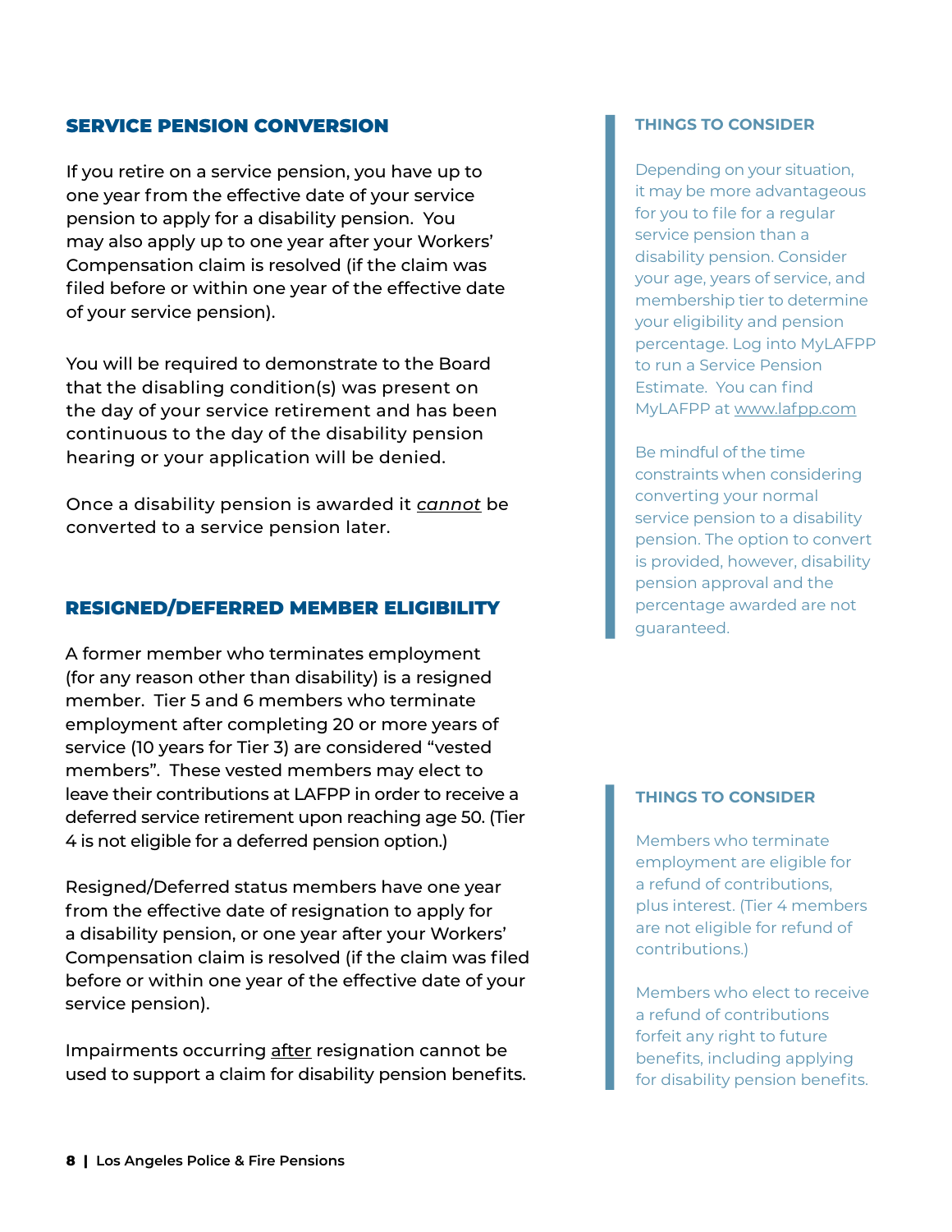## SERVICE PENSION CONVERSION

If you retire on a service pension, you have up to one year from the effective date of your service pension to apply for a disability pension. You may also apply up to one year after your Workers' Compensation claim is resolved (if the claim was filed before or within one year of the effective date of your service pension).

You will be required to demonstrate to the Board that the disabling condition(s) was present on the day of your service retirement and has been continuous to the day of the disability pension hearing or your application will be denied.

Once a disability pension is awarded it <u>*cannot*</u> be converted to a service pension later.

### THINGS TO CONSIDER

Depending on your situation, it may be more advantageous for you to file for a regular service pension than a disability pension. Consider your age, years of service, and membership tier to determine your eligibility and pension percentage. Log into MyLAFPP to run a Service Pension Estimate. You can find MyLAFPP at www.lafpp.com

Be mindful of the time constraints when considering converting your normal service pension to a disability pension. The option to convert is provided, however, disability pension approval and the percentage awarded are not guaranteed.

## RESIGNED/DEFERRED MEMBER ELIGIBILITY

A former member who terminates employment (for any reason other than disability) is a resigned member. Tier 5 and 6 members who terminate employment after completing 20 or more years of service (10 years for Tier 3) are considered "vested members". These vested members may elect to leave their contributions at LAFPP in order to receive a deferred service retirement upon reaching age 50. (Tier 4 is not eligible for a deferred pension option.)

Resigned/Deferred status members have one year from the effective date of resignation to apply for a disability pension, or one year after your Workers' Compensation claim is resolved (if the claim was filed before or within one year of the effective date of your service pension).

Impairments occurring <u>after</u> resignation cannot be used to support a claim for disability pension benefits.

### THINGS TO CONSIDER

Members who terminate employment are eligible for a refund of contributions, plus interest. (Tier 4 members are not eligible for refund of contributions.)

Members who elect to receive a refund of contributions forfeit any right to future benefits, including applying for disability pension benefits.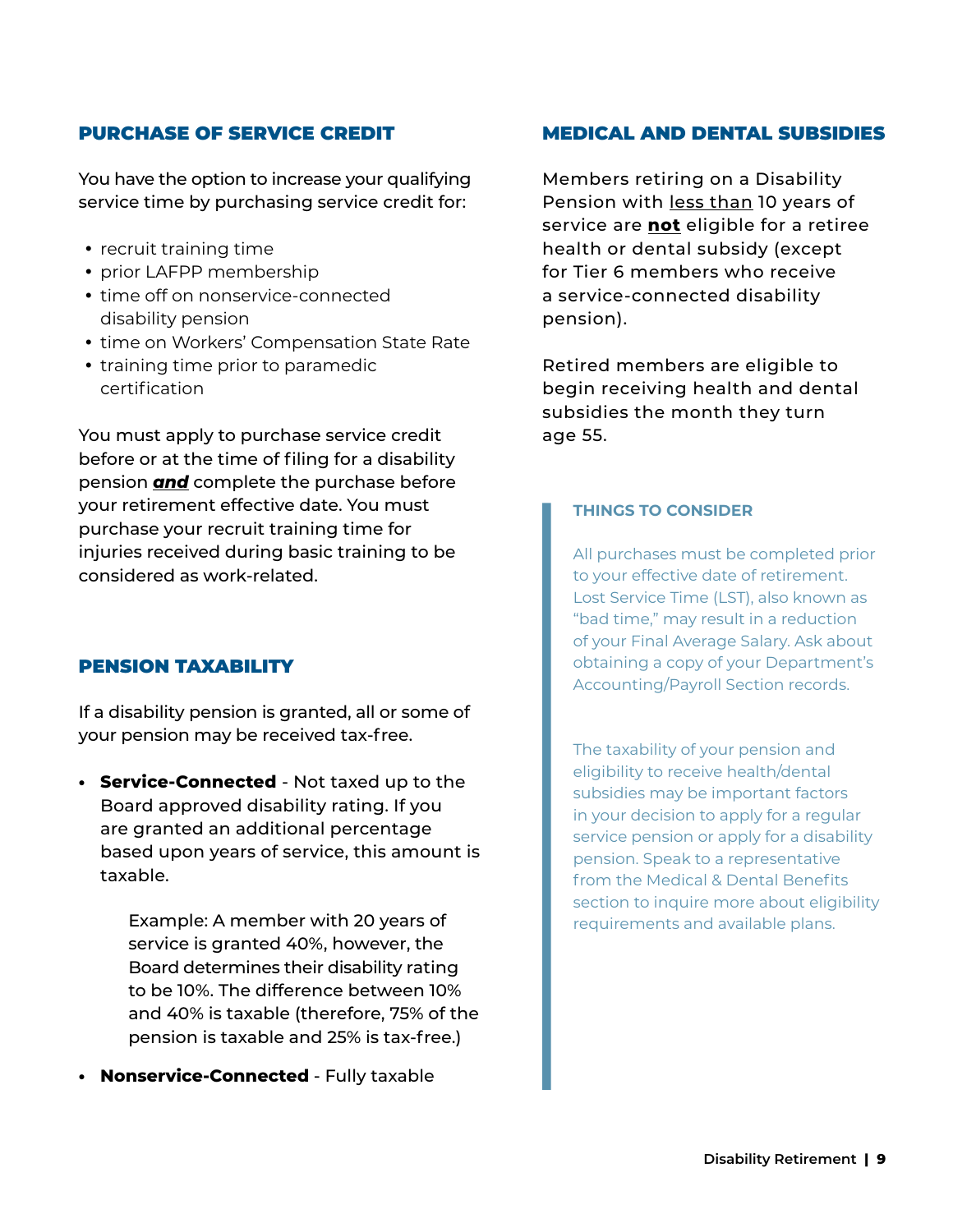## PURCHASE OF SERVICE CREDIT

You have the option to increase your qualifying service time by purchasing service credit for:

- recruit training time
- prior LAFPP membership
- time off on nonservice-connected disability pension
- time on Workers' Compensation State Rate
- training time prior to paramedic certification

You must apply to purchase service credit before or at the time of filing for a disability pension ***and*** complete the purchase before your retirement effective date. You must purchase your recruit training time for injuries received during basic training to be considered as work-related.

## PENSION TAXABILITY

If a disability pension is granted, all or some of your pension may be received tax-free.

- **Service-Connected** - Not taxed up to the Board approved disability rating. If you are granted an additional percentage based upon years of service, this amount is taxable.

  Example: A member with 20 years of service is granted 40%, however, the Board determines their disability rating to be 10%. The difference between 10% and 40% is taxable (therefore, 75% of the pension is taxable and 25% is tax-free.)

- **Nonservice-Connected** - Fully taxable

## MEDICAL AND DENTAL SUBSIDIES

Members retiring on a Disability Pension with less than 10 years of service are **not** eligible for a retiree health or dental subsidy (except for Tier 6 members who receive a service-connected disability pension).

Retired members are eligible to begin receiving health and dental subsidies the month they turn age 55.

### THINGS TO CONSIDER

All purchases must be completed prior to your effective date of retirement. Lost Service Time (LST), also known as "bad time," may result in a reduction of your Final Average Salary. Ask about obtaining a copy of your Department's Accounting/Payroll Section records.

The taxability of your pension and eligibility to receive health/dental subsidies may be important factors in your decision to apply for a regular service pension or apply for a disability pension. Speak to a representative from the Medical & Dental Benefits section to inquire more about eligibility requirements and available plans.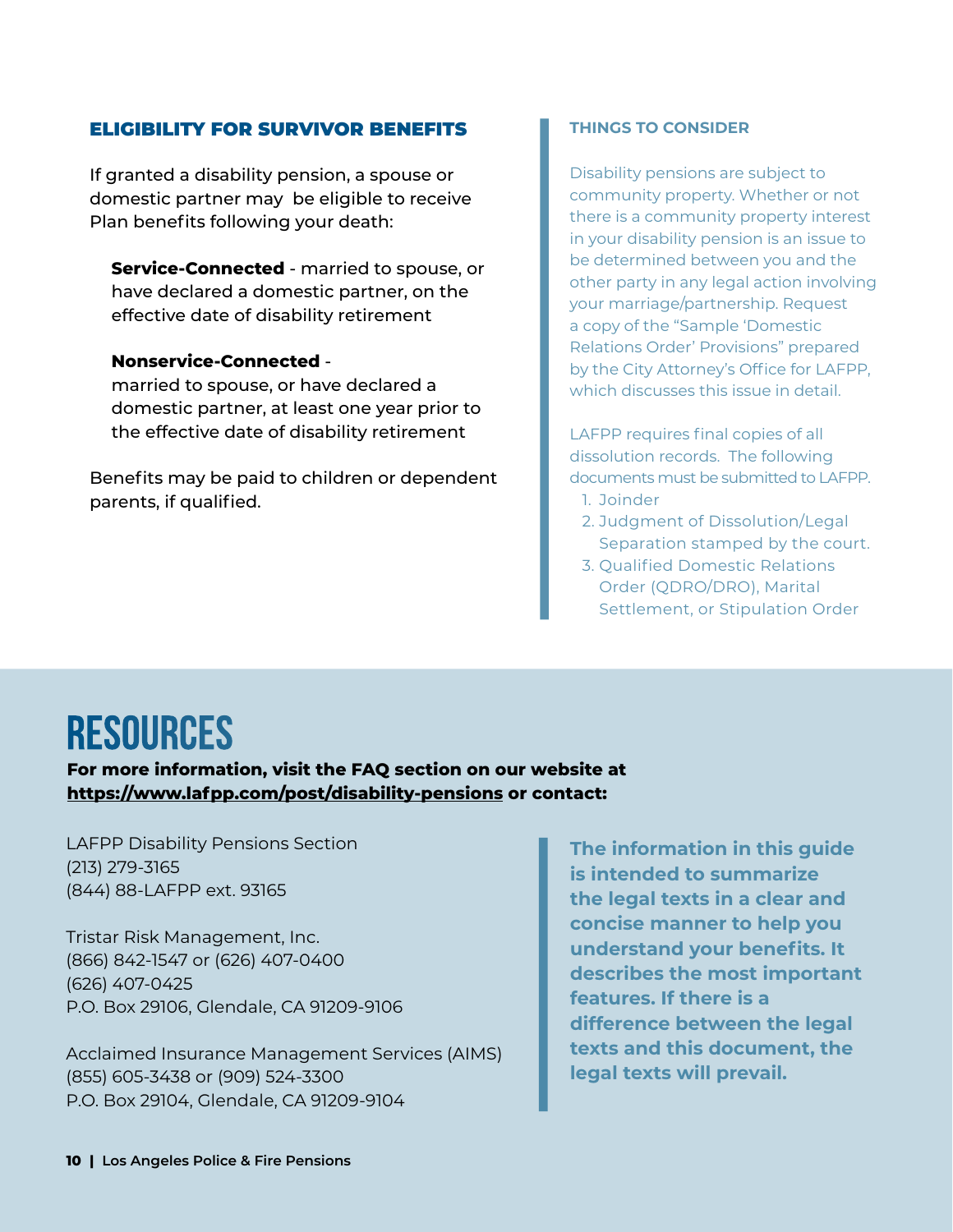## ELIGIBILITY FOR SURVIVOR BENEFITS

If granted a disability pension, a spouse or domestic partner may be eligible to receive Plan benefits following your death:

**Service-Connected** - married to spouse, or have declared a domestic partner, on the effective date of disability retirement

**Nonservice-Connected** - married to spouse, or have declared a domestic partner, at least one year prior to the effective date of disability retirement

Benefits may be paid to children or dependent parents, if qualified.

### THINGS TO CONSIDER

Disability pensions are subject to community property. Whether or not there is a community property interest in your disability pension is an issue to be determined between you and the other party in any legal action involving your marriage/partnership. Request a copy of the "Sample 'Domestic Relations Order' Provisions" prepared by the City Attorney's Office for LAFPP, which discusses this issue in detail.

LAFPP requires final copies of all dissolution records. The following documents must be submitted to LAFPP.

1. Joinder
2. Judgment of Dissolution/Legal Separation stamped by the court.
3. Qualified Domestic Relations Order (QDRO/DRO), Marital Settlement, or Stipulation Order

# RESOURCES

**For more information, visit the FAQ section on our website at https://www.lafpp.com/post/disability-pensions or contact:**

LAFPP Disability Pensions Section
(213) 279-3165
(844) 88-LAFPP ext. 93165

Tristar Risk Management, Inc.
(866) 842-1547 or (626) 407-0400
(626) 407-0425
P.O. Box 29106, Glendale, CA 91209-9106

Acclaimed Insurance Management Services (AIMS)
(855) 605-3438 or (909) 524-3300
P.O. Box 29104, Glendale, CA 91209-9104

**The information in this guide is intended to summarize the legal texts in a clear and concise manner to help you understand your benefits. It describes the most important features. If there is a difference between the legal texts and this document, the legal texts will prevail.**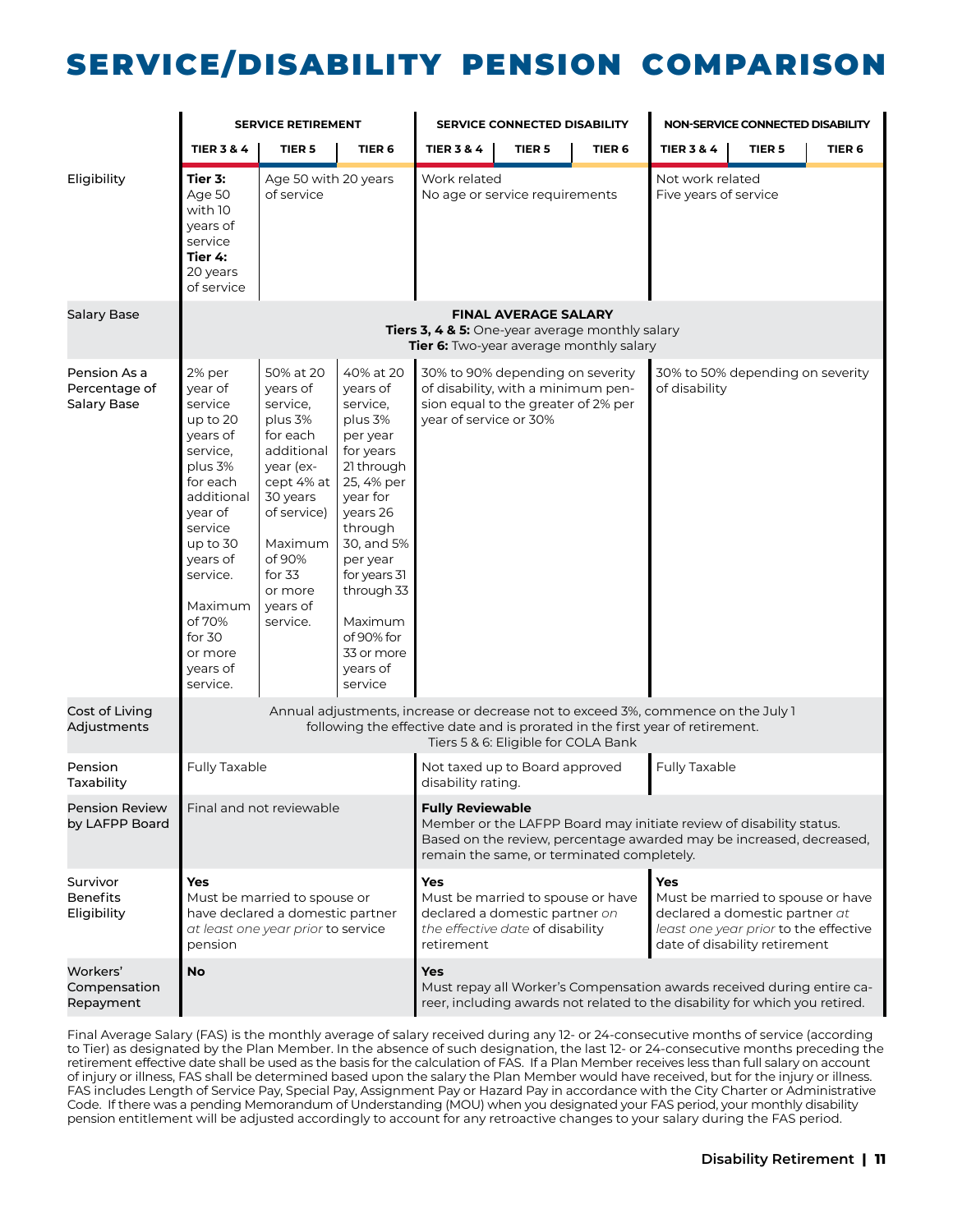# SERVICE/DISABILITY PENSION COMPARISON

| | SERVICE RETIREMENT | | | SERVICE CONNECTED DISABILITY | | | NON-SERVICE CONNECTED DISABILITY | | |
|---|---|---|---|---|---|---|---|---|---|
| | TIER 3 & 4 | TIER 5 | TIER 6 | TIER 3 & 4 | TIER 5 | TIER 6 | TIER 3 & 4 | TIER 5 | TIER 6 |
| Eligibility | **Tier 3:** Age 50 with 10 years of service **Tier 4:** 20 years of service | Age 50 with 20 years of service | | Work related No age or service requirements | | | Not work related Five years of service | | |
| Salary Base | **FINAL AVERAGE SALARY** **Tiers 3, 4 & 5:** One-year average monthly salary **Tier 6:** Two-year average monthly salary | | | | | | | | |
| Pension As a Percentage of Salary Base | 2% per year of service up to 20 years of service, plus 3% for each additional year of service up to 30 years of service. Maximum of 70% for 30 or more years of service. | 50% at 20 years of service, plus 3% for each additional year (except 4% at 30 years of service) Maximum of 90% for 33 or more years of service. | 40% at 20 years of service, plus 3% per year for years 21 through 25, 4% per year for years 26 through 30, and 5% per year for years 31 through 33 Maximum of 90% for 33 or more years of service | 30% to 90% depending on severity of disability, with a minimum pension equal to the greater of 2% per year of service or 30% | | | 30% to 50% depending on severity of disability | | |
| Cost of Living Adjustments | Annual adjustments, increase or decrease not to exceed 3%, commence on the July 1 following the effective date and is prorated in the first year of retirement. Tiers 5 & 6: Eligible for COLA Bank | | | | | | | | |
| Pension Taxability | Fully Taxable | | | Not taxed up to Board approved disability rating. | | | Fully Taxable | | |
| Pension Review by LAFPP Board | Final and not reviewable | | | **Fully Reviewable** Member or the LAFPP Board may initiate review of disability status. Based on the review, percentage awarded may be increased, decreased, remain the same, or terminated completely. | | | | | |
| Survivor Benefits Eligibility | **Yes** Must be married to spouse or have declared a domestic partner *at least one year prior* to service pension | | | **Yes** Must be married to spouse or have declared a domestic partner *on the effective date* of disability retirement | | | **Yes** Must be married to spouse or have declared a domestic partner *at least one year prior* to the effective date of disability retirement | | |
| Workers' Compensation Repayment | **No** | | | **Yes** Must repay all Worker's Compensation awards received during entire career, including awards not related to the disability for which you retired. | | | | | |

Final Average Salary (FAS) is the monthly average of salary received during any 12- or 24-consecutive months of service (according to Tier) as designated by the Plan Member. In the absence of such designation, the last 12- or 24-consecutive months preceding the retirement effective date shall be used as the basis for the calculation of FAS. If a Plan Member receives less than full salary on account of injury or illness, FAS shall be determined based upon the salary the Plan Member would have received, but for the injury or illness. FAS includes Length of Service Pay, Special Pay, Assignment Pay or Hazard Pay in accordance with the City Charter or Administrative Code. If there was a pending Memorandum of Understanding (MOU) when you designated your FAS period, your monthly disability pension entitlement will be adjusted accordingly to account for any retroactive changes to your salary during the FAS period.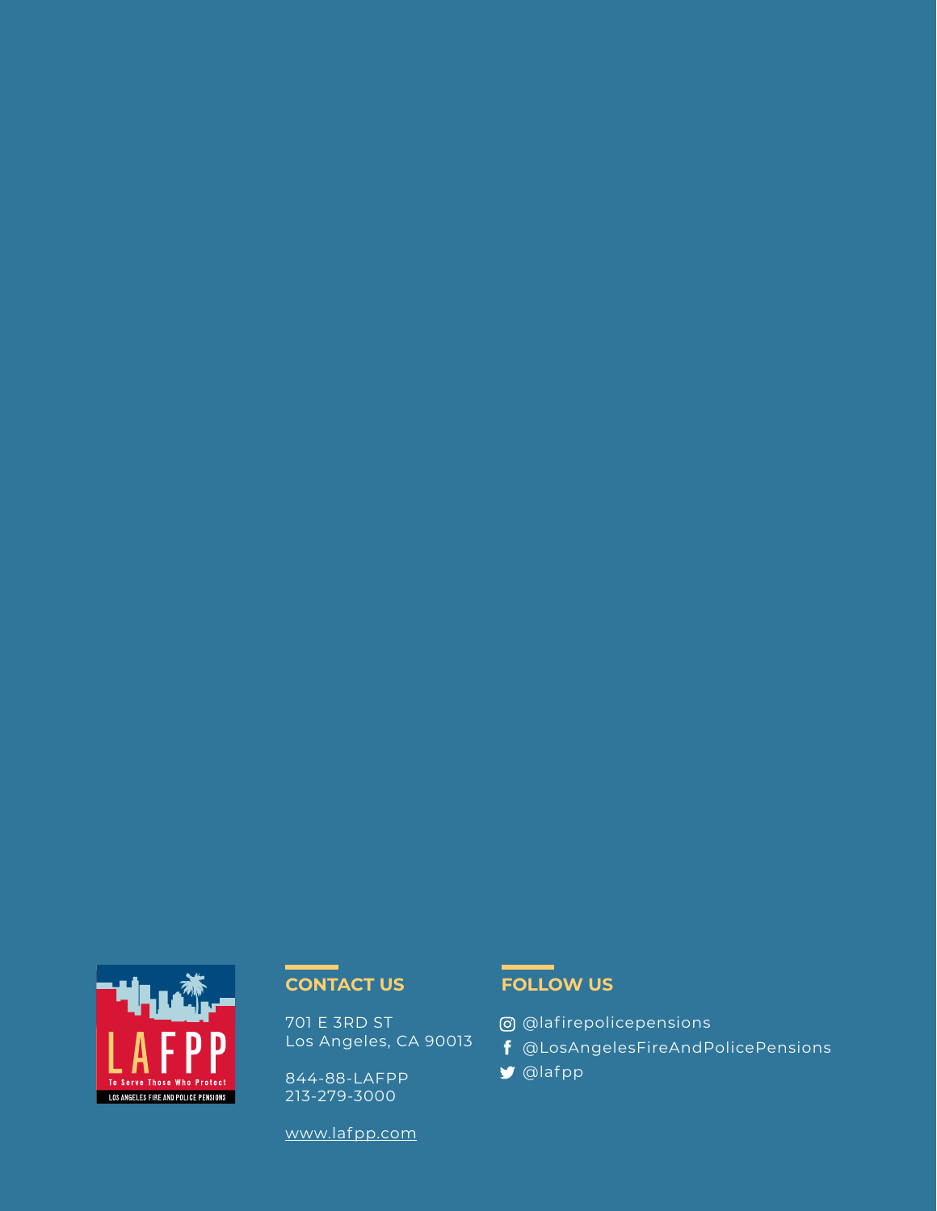## CONTACT US

701 E 3RD ST
Los Angeles, CA 90013

844-88-LAFPP
213-279-3000

www.lafpp.com

## FOLLOW US

@lafirepolicepensions

@LosAngelesFireAndPolicePensions

@lafpp